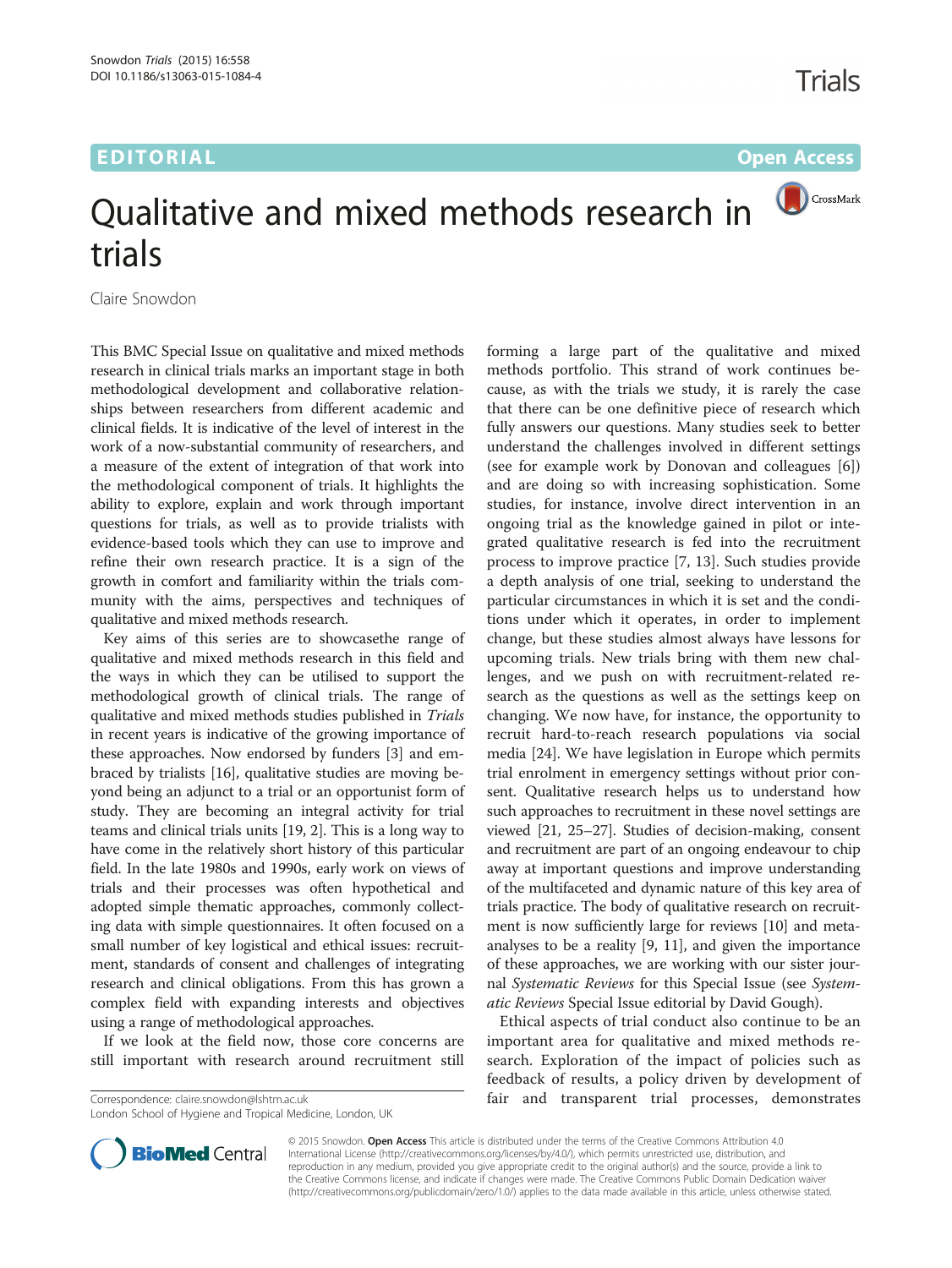EDITORIAL

Open Access

# Qualitative and mixed methods research in trials

Claire Snowdon

This BMC Special Issue on qualitative and mixed methods research in clinical trials marks an important stage in both methodological development and collaborative relationships between researchers from different academic and clinical fields. It is indicative of the level of interest in the work of a now-substantial community of researchers, and a measure of the extent of integration of that work into the methodological component of trials. It highlights the ability to explore, explain and work through important questions for trials, as well as to provide trialists with evidence-based tools which they can use to improve and refine their own research practice. It is a sign of the growth in comfort and familiarity within the trials community with the aims, perspectives and techniques of qualitative and mixed methods research.

Key aims of this series are to showcasethe range of qualitative and mixed methods research in this field and the ways in which they can be utilised to support the methodological growth of clinical trials. The range of qualitative and mixed methods studies published in *Trials* in recent years is indicative of the growing importance of these approaches. Now endorsed by funders [3] and embraced by trialists [16], qualitative studies are moving beyond being an adjunct to a trial or an opportunist form of study. They are becoming an integral activity for trial teams and clinical trials units [19, 2]. This is a long way to have come in the relatively short history of this particular field. In the late 1980s and 1990s, early work on views of trials and their processes was often hypothetical and adopted simple thematic approaches, commonly collecting data with simple questionnaires. It often focused on a small number of key logistical and ethical issues: recruitment, standards of consent and challenges of integrating research and clinical obligations. From this has grown a complex field with expanding interests and objectives using a range of methodological approaches.

If we look at the field now, those core concerns are still important with research around recruitment still forming a large part of the qualitative and mixed methods portfolio. This strand of work continues because, as with the trials we study, it is rarely the case that there can be one definitive piece of research which fully answers our questions. Many studies seek to better understand the challenges involved in different settings (see for example work by Donovan and colleagues [6]) and are doing so with increasing sophistication. Some studies, for instance, involve direct intervention in an ongoing trial as the knowledge gained in pilot or integrated qualitative research is fed into the recruitment process to improve practice [7, 13]. Such studies provide a depth analysis of one trial, seeking to understand the particular circumstances in which it is set and the conditions under which it operates, in order to implement change, but these studies almost always have lessons for upcoming trials. New trials bring with them new challenges, and we push on with recruitment-related research as the questions as well as the settings keep on changing. We now have, for instance, the opportunity to recruit hard-to-reach research populations via social media [24]. We have legislation in Europe which permits trial enrolment in emergency settings without prior consent. Qualitative research helps us to understand how such approaches to recruitment in these novel settings are viewed [21, 25–27]. Studies of decision-making, consent and recruitment are part of an ongoing endeavour to chip away at important questions and improve understanding of the multifaceted and dynamic nature of this key area of trials practice. The body of qualitative research on recruitment is now sufficiently large for reviews [10] and meta-analyses to be a reality [9, 11], and given the importance of these approaches, we are working with our sister journal *Systematic Reviews* for this Special Issue (see *Systematic Reviews* Special Issue editorial by David Gough).

Ethical aspects of trial conduct also continue to be an important area for qualitative and mixed methods research. Exploration of the impact of policies such as feedback of results, a policy driven by development of fair and transparent trial processes, demonstrates

Correspondence: claire.snowdon@lshtm.ac.uk
London School of Hygiene and Tropical Medicine, London, UK

© 2015 Snowdon. **Open Access** This article is distributed under the terms of the Creative Commons Attribution 4.0 International License (http://creativecommons.org/licenses/by/4.0/), which permits unrestricted use, distribution, and reproduction in any medium, provided you give appropriate credit to the original author(s) and the source, provide a link to the Creative Commons license, and indicate if changes were made. The Creative Commons Public Domain Dedication waiver (http://creativecommons.org/publicdomain/zero/1.0/) applies to the data made available in this article, unless otherwise stated.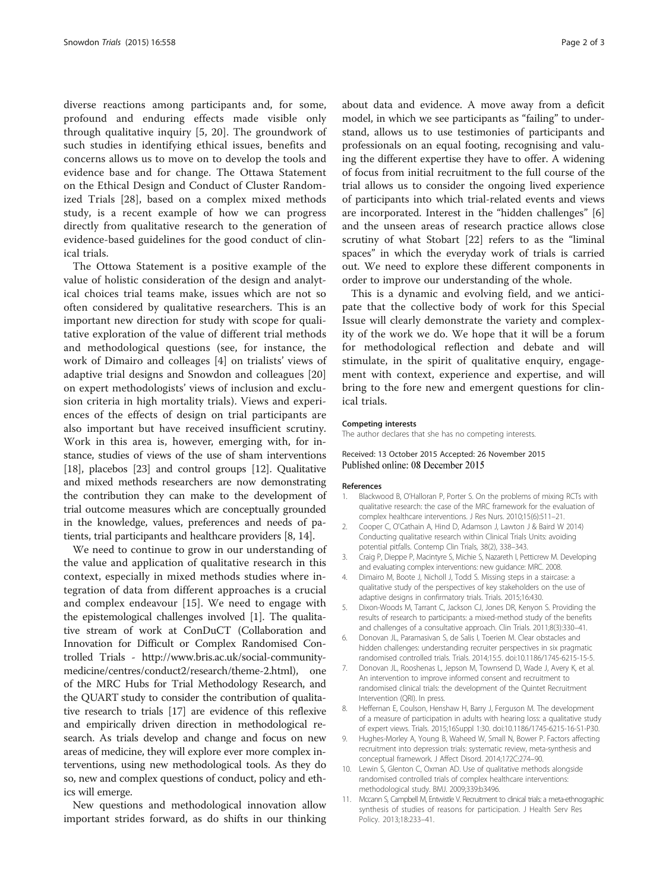diverse reactions among participants and, for some, profound and enduring effects made visible only through qualitative inquiry [5, 20]. The groundwork of such studies in identifying ethical issues, benefits and concerns allows us to move on to develop the tools and evidence base and for change. The Ottawa Statement on the Ethical Design and Conduct of Cluster Randomized Trials [28], based on a complex mixed methods study, is a recent example of how we can progress directly from qualitative research to the generation of evidence-based guidelines for the good conduct of clinical trials.

The Ottowa Statement is a positive example of the value of holistic consideration of the design and analytical choices trial teams make, issues which are not so often considered by qualitative researchers. This is an important new direction for study with scope for qualitative exploration of the value of different trial methods and methodological questions (see, for instance, the work of Dimairo and colleages [4] on trialists' views of adaptive trial designs and Snowdon and colleagues [20] on expert methodologists' views of inclusion and exclusion criteria in high mortality trials). Views and experiences of the effects of design on trial participants are also important but have received insufficient scrutiny. Work in this area is, however, emerging with, for instance, studies of views of the use of sham interventions [18], placebos [23] and control groups [12]. Qualitative and mixed methods researchers are now demonstrating the contribution they can make to the development of trial outcome measures which are conceptually grounded in the knowledge, values, preferences and needs of patients, trial participants and healthcare providers [8, 14].

We need to continue to grow in our understanding of the value and application of qualitative research in this context, especially in mixed methods studies where integration of data from different approaches is a crucial and complex endeavour [15]. We need to engage with the epistemological challenges involved [1]. The qualitative stream of work at ConDuCT (Collaboration and Innovation for Difficult or Complex Randomised Controlled Trials - http://www.bris.ac.uk/social-community-medicine/centres/conduct2/research/theme-2.html), one of the MRC Hubs for Trial Methodology Research, and the QUART study to consider the contribution of qualitative research to trials [17] are evidence of this reflexive and empirically driven direction in methodological research. As trials develop and change and focus on new areas of medicine, they will explore ever more complex interventions, using new methodological tools. As they do so, new and complex questions of conduct, policy and ethics will emerge.

New questions and methodological innovation allow important strides forward, as do shifts in our thinking about data and evidence. A move away from a deficit model, in which we see participants as "failing" to understand, allows us to use testimonies of participants and professionals on an equal footing, recognising and valuing the different expertise they have to offer. A widening of focus from initial recruitment to the full course of the trial allows us to consider the ongoing lived experience of participants into which trial-related events and views are incorporated. Interest in the "hidden challenges" [6] and the unseen areas of research practice allows close scrutiny of what Stobart [22] refers to as the "liminal spaces" in which the everyday work of trials is carried out. We need to explore these different components in order to improve our understanding of the whole.

This is a dynamic and evolving field, and we anticipate that the collective body of work for this Special Issue will clearly demonstrate the variety and complexity of the work we do. We hope that it will be a forum for methodological reflection and debate and will stimulate, in the spirit of qualitative enquiry, engagement with context, experience and expertise, and will bring to the fore new and emergent questions for clinical trials.

#### Competing interests
The author declares that she has no competing interests.

Received: 13 October 2015 Accepted: 26 November 2015
Published online: 08 December 2015

#### References

1. Blackwood B, O'Halloran P, Porter S. On the problems of mixing RCTs with qualitative research: the case of the MRC framework for the evaluation of complex healthcare interventions. J Res Nurs. 2010;15(6):511–21.
2. Cooper C, O'Cathain A, Hind D, Adamson J, Lawton J & Baird W 2014) Conducting qualitative research within Clinical Trials Units: avoiding potential pitfalls. Contemp Clin Trials, 38(2), 338–343.
3. Craig P, Dieppe P, Macintyre S, Michie S, Nazareth I, Petticrew M. Developing and evaluating complex interventions: new guidance: MRC. 2008.
4. Dimairo M, Boote J, Nicholl J, Todd S. Missing steps in a staircase: a qualitative study of the perspectives of key stakeholders on the use of adaptive designs in confirmatory trials. Trials. 2015;16:430.
5. Dixon-Woods M, Tarrant C, Jackson CJ, Jones DR, Kenyon S. Providing the results of research to participants: a mixed-method study of the benefits and challenges of a consultative approach. Clin Trials. 2011;8(3):330–41.
6. Donovan JL, Paramasivan S, de Salis I, Toerien M. Clear obstacles and hidden challenges: understanding recruiter perspectives in six pragmatic randomised controlled trials. Trials. 2014;15:5. doi:10.1186/1745-6215-15-5.
7. Donovan JL, Rooshenas L, Jepson M, Townsend D, Wade J, Avery K, et al. An intervention to improve informed consent and recruitment to randomised clinical trials: the development of the Quintet Recruitment Intervention (QRI). In press.
8. Heffernan E, Coulson, Henshaw H, Barry J, Ferguson M. The development of a measure of participation in adults with hearing loss: a qualitative study of expert views. Trials. 2015;16Suppl 1:30. doi:10.1186/1745-6215-16-S1-P30.
9. Hughes-Morley A, Young B, Waheed W, Small N, Bower P. Factors affecting recruitment into depression trials: systematic review, meta-synthesis and conceptual framework. J Affect Disord. 2014;172C:274–90.
10. Lewin S, Glenton C, Oxman AD. Use of qualitative methods alongside randomised controlled trials of complex healthcare interventions: methodological study. BMJ. 2009;339:b3496.
11. Mccann S, Campbell M, Entwistle V. Recruitment to clinical trials: a meta-ethnographic synthesis of studies of reasons for participation. J Health Serv Res Policy. 2013;18:233–41.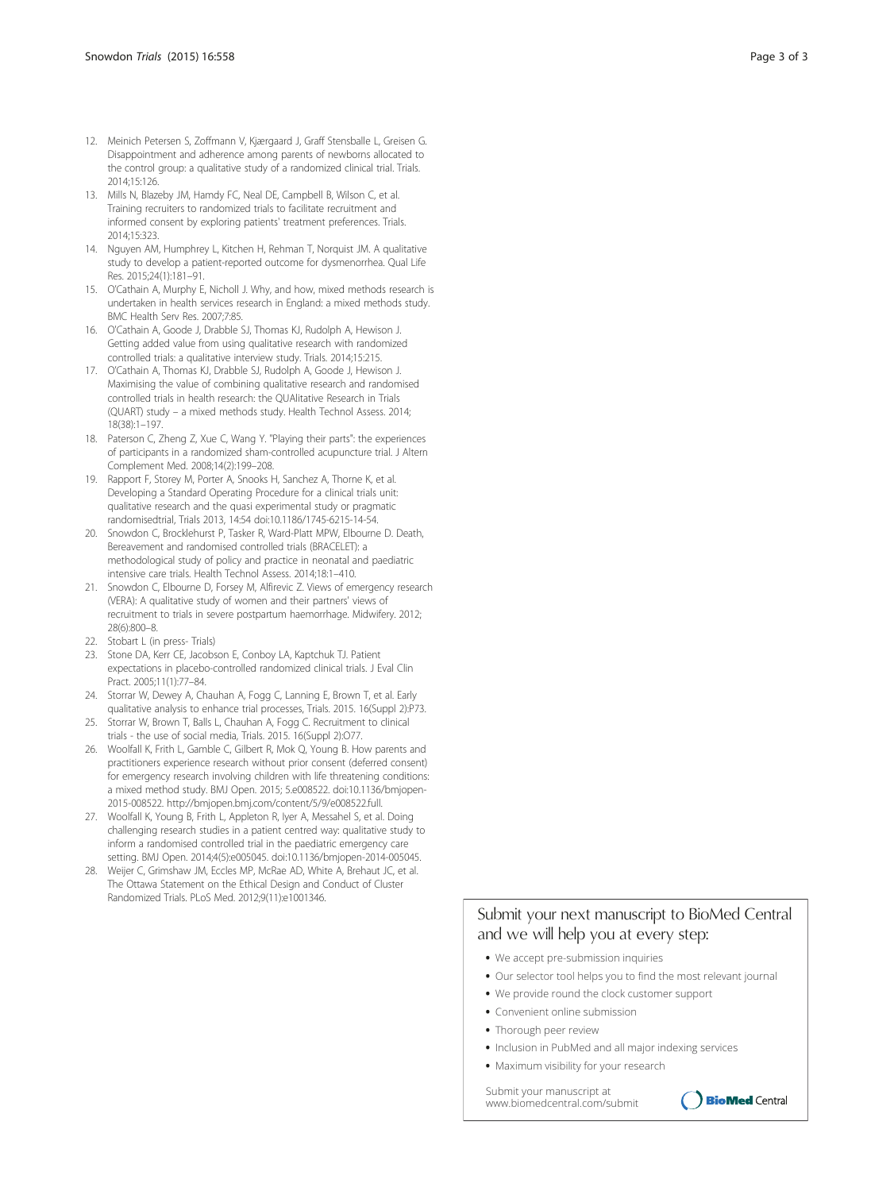12. Meinich Petersen S, Zoffmann V, Kjærgaard J, Graff Stensballe L, Greisen G. Disappointment and adherence among parents of newborns allocated to the control group: a qualitative study of a randomized clinical trial. Trials. 2014;15:126.
13. Mills N, Blazeby JM, Hamdy FC, Neal DE, Campbell B, Wilson C, et al. Training recruiters to randomized trials to facilitate recruitment and informed consent by exploring patients' treatment preferences. Trials. 2014;15:323.
14. Nguyen AM, Humphrey L, Kitchen H, Rehman T, Norquist JM. A qualitative study to develop a patient-reported outcome for dysmenorrhea. Qual Life Res. 2015;24(1):181–91.
15. O'Cathain A, Murphy E, Nicholl J. Why, and how, mixed methods research is undertaken in health services research in England: a mixed methods study. BMC Health Serv Res. 2007;7:85.
16. O'Cathain A, Goode J, Drabble SJ, Thomas KJ, Rudolph A, Hewison J. Getting added value from using qualitative research with randomized controlled trials: a qualitative interview study. Trials. 2014;15:215.
17. O'Cathain A, Thomas KJ, Drabble SJ, Rudolph A, Goode J, Hewison J. Maximising the value of combining qualitative research and randomised controlled trials in health research: the QUAlitative Research in Trials (QUART) study – a mixed methods study. Health Technol Assess. 2014; 18(38):1–197.
18. Paterson C, Zheng Z, Xue C, Wang Y. "Playing their parts": the experiences of participants in a randomized sham-controlled acupuncture trial. J Altern Complement Med. 2008;14(2):199–208.
19. Rapport F, Storey M, Porter A, Snooks H, Sanchez A, Thorne K, et al. Developing a Standard Operating Procedure for a clinical trials unit: qualitative research and the quasi experimental study or pragmatic randomisedtrial, Trials 2013, 14:54 doi:10.1186/1745-6215-14-54.
20. Snowdon C, Brocklehurst P, Tasker R, Ward-Platt MPW, Elbourne D. Death, Bereavement and randomised controlled trials (BRACELET): a methodological study of policy and practice in neonatal and paediatric intensive care trials. Health Technol Assess. 2014;18:1–410.
21. Snowdon C, Elbourne D, Forsey M, Alfirevic Z. Views of emergency research (VERA): A qualitative study of women and their partners' views of recruitment to trials in severe postpartum haemorrhage. Midwifery. 2012; 28(6):800–8.
22. Stobart L (in press- Trials)
23. Stone DA, Kerr CE, Jacobson E, Conboy LA, Kaptchuk TJ. Patient expectations in placebo-controlled randomized clinical trials. J Eval Clin Pract. 2005;11(1):77–84.
24. Storrar W, Dewey A, Chauhan A, Fogg C, Lanning E, Brown T, et al. Early qualitative analysis to enhance trial processes, Trials. 2015. 16(Suppl 2):P73.
25. Storrar W, Brown T, Balls L, Chauhan A, Fogg C. Recruitment to clinical trials - the use of social media, Trials. 2015. 16(Suppl 2):O77.
26. Woolfall K, Frith L, Gamble C, Gilbert R, Mok Q, Young B. How parents and practitioners experience research without prior consent (deferred consent) for emergency research involving children with life threatening conditions: a mixed method study. BMJ Open. 2015; 5.e008522. doi:10.1136/bmjopen-2015-008522. http://bmjopen.bmj.com/content/5/9/e008522.full.
27. Woolfall K, Young B, Frith L, Appleton R, Iyer A, Messahel S, et al. Doing challenging research studies in a patient centred way: qualitative study to inform a randomised controlled trial in the paediatric emergency care setting. BMJ Open. 2014;4(5):e005045. doi:10.1136/bmjopen-2014-005045.
28. Weijer C, Grimshaw JM, Eccles MP, McRae AD, White A, Brehaut JC, et al. The Ottawa Statement on the Ethical Design and Conduct of Cluster Randomized Trials. PLoS Med. 2012;9(11):e1001346.

Submit your next manuscript to BioMed Central and we will help you at every step:

- We accept pre-submission inquiries
- Our selector tool helps you to find the most relevant journal
- We provide round the clock customer support
- Convenient online submission
- Thorough peer review
- Inclusion in PubMed and all major indexing services
- Maximum visibility for your research

Submit your manuscript at
www.biomedcentral.com/submit

BioMed Central